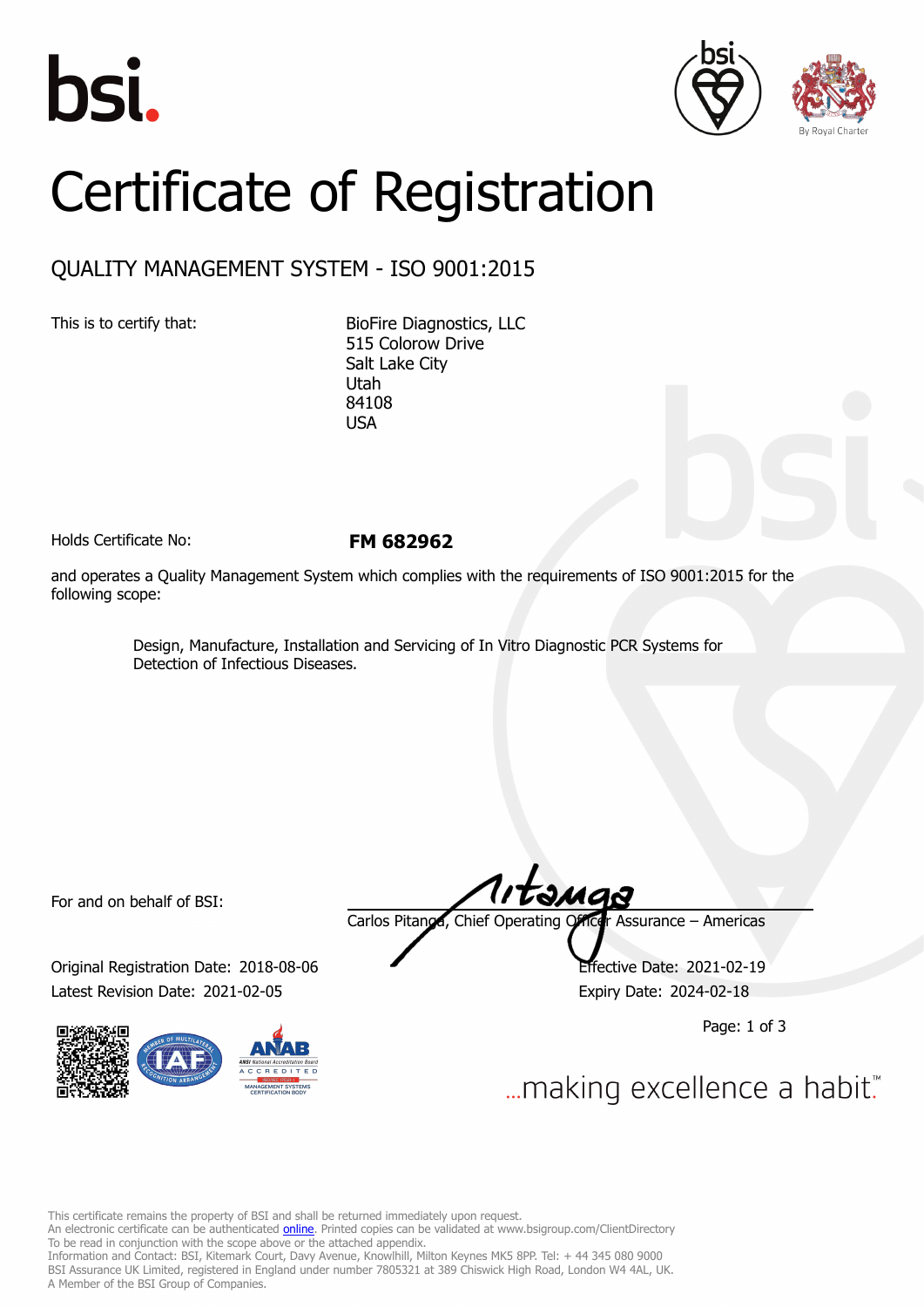bsi.

By Royal Charter

# Certificate of Registration

## QUALITY MANAGEMENT SYSTEM - ISO 9001:2015

This is to certify that:

BioFire Diagnostics, LLC
515 Colorow Drive
Salt Lake City
Utah
84108
USA

Holds Certificate No: **FM 682962**

and operates a Quality Management System which complies with the requirements of ISO 9001:2015 for the following scope:

> Design, Manufacture, Installation and Servicing of In Vitro Diagnostic PCR Systems for Detection of Infectious Diseases.

For and on behalf of BSI:

Carlos Pitanga, Chief Operating Officer Assurance – Americas

Original Registration Date: 2018-08-06
Effective Date: 2021-02-19
Latest Revision Date: 2021-02-05
Expiry Date: 2024-02-18

...making excellence a habit.™

This certificate remains the property of BSI and shall be returned immediately upon request.
An electronic certificate can be authenticated online. Printed copies can be validated at www.bsigroup.com/ClientDirectory
To be read in conjunction with the scope above or the attached appendix.
Information and Contact: BSI, Kitemark Court, Davy Avenue, Knowlhill, Milton Keynes MK5 8PP. Tel: + 44 345 080 9000
BSI Assurance UK Limited, registered in England under number 7805321 at 389 Chiswick High Road, London W4 4AL, UK.
A Member of the BSI Group of Companies.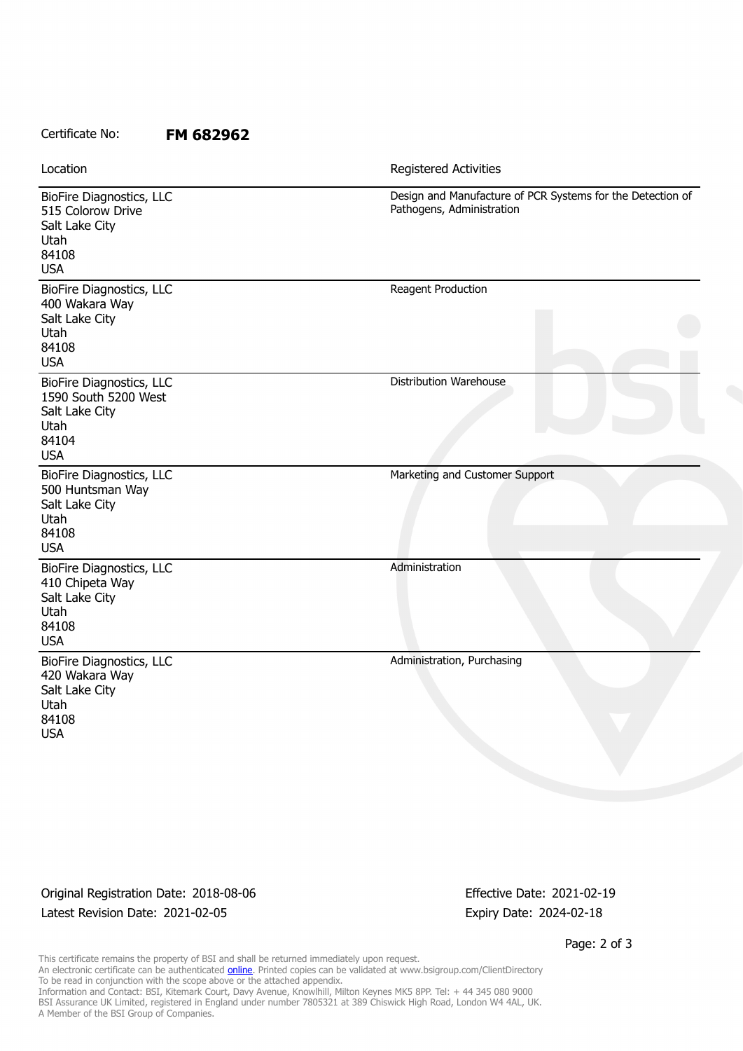Certificate No: **FM 682962**

| Location | Registered Activities |
| --- | --- |
| BioFire Diagnostics, LLC<br>515 Colorow Drive<br>Salt Lake City<br>Utah<br>84108<br>USA | Design and Manufacture of PCR Systems for the Detection of Pathogens, Administration |
| BioFire Diagnostics, LLC<br>400 Wakara Way<br>Salt Lake City<br>Utah<br>84108<br>USA | Reagent Production |
| BioFire Diagnostics, LLC<br>1590 South 5200 West<br>Salt Lake City<br>Utah<br>84104<br>USA | Distribution Warehouse |
| BioFire Diagnostics, LLC<br>500 Huntsman Way<br>Salt Lake City<br>Utah<br>84108<br>USA | Marketing and Customer Support |
| BioFire Diagnostics, LLC<br>410 Chipeta Way<br>Salt Lake City<br>Utah<br>84108<br>USA | Administration |
| BioFire Diagnostics, LLC<br>420 Wakara Way<br>Salt Lake City<br>Utah<br>84108<br>USA | Administration, Purchasing |

Original Registration Date: 2018-08-06
Latest Revision Date: 2021-02-05

Effective Date: 2021-02-19
Expiry Date: 2024-02-18

This certificate remains the property of BSI and shall be returned immediately upon request.
An electronic certificate can be authenticated online. Printed copies can be validated at www.bsigroup.com/ClientDirectory
To be read in conjunction with the scope above or the attached appendix.
Information and Contact: BSI, Kitemark Court, Davy Avenue, Knowlhill, Milton Keynes MK5 8PP. Tel: + 44 345 080 9000
BSI Assurance UK Limited, registered in England under number 7805321 at 389 Chiswick High Road, London W4 4AL, UK.
A Member of the BSI Group of Companies.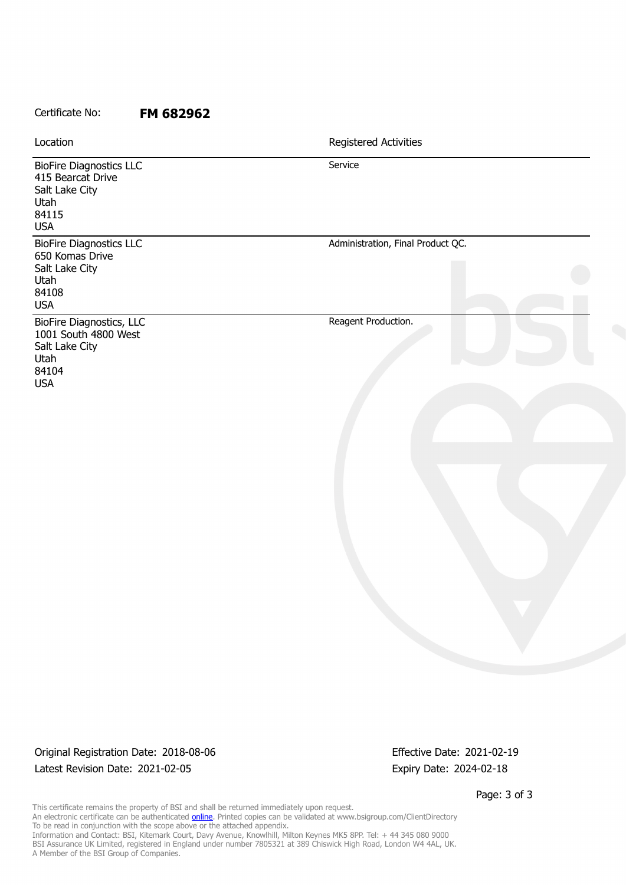Certificate No: **FM 682962**

| Location | Registered Activities |
| --- | --- |
| BioFire Diagnostics LLC<br>415 Bearcat Drive<br>Salt Lake City<br>Utah<br>84115<br>USA | Service |
| BioFire Diagnostics LLC<br>650 Komas Drive<br>Salt Lake City<br>Utah<br>84108<br>USA | Administration, Final Product QC. |
| BioFire Diagnostics, LLC<br>1001 South 4800 West<br>Salt Lake City<br>Utah<br>84104<br>USA | Reagent Production. |

Original Registration Date: 2018-08-06
Latest Revision Date: 2021-02-05

Effective Date: 2021-02-19
Expiry Date: 2024-02-18

This certificate remains the property of BSI and shall be returned immediately upon request.
An electronic certificate can be authenticated online. Printed copies can be validated at www.bsigroup.com/ClientDirectory
To be read in conjunction with the scope above or the attached appendix.
Information and Contact: BSI, Kitemark Court, Davy Avenue, Knowlhill, Milton Keynes MK5 8PP. Tel: + 44 345 080 9000
BSI Assurance UK Limited, registered in England under number 7805321 at 389 Chiswick High Road, London W4 4AL, UK.
A Member of the BSI Group of Companies.